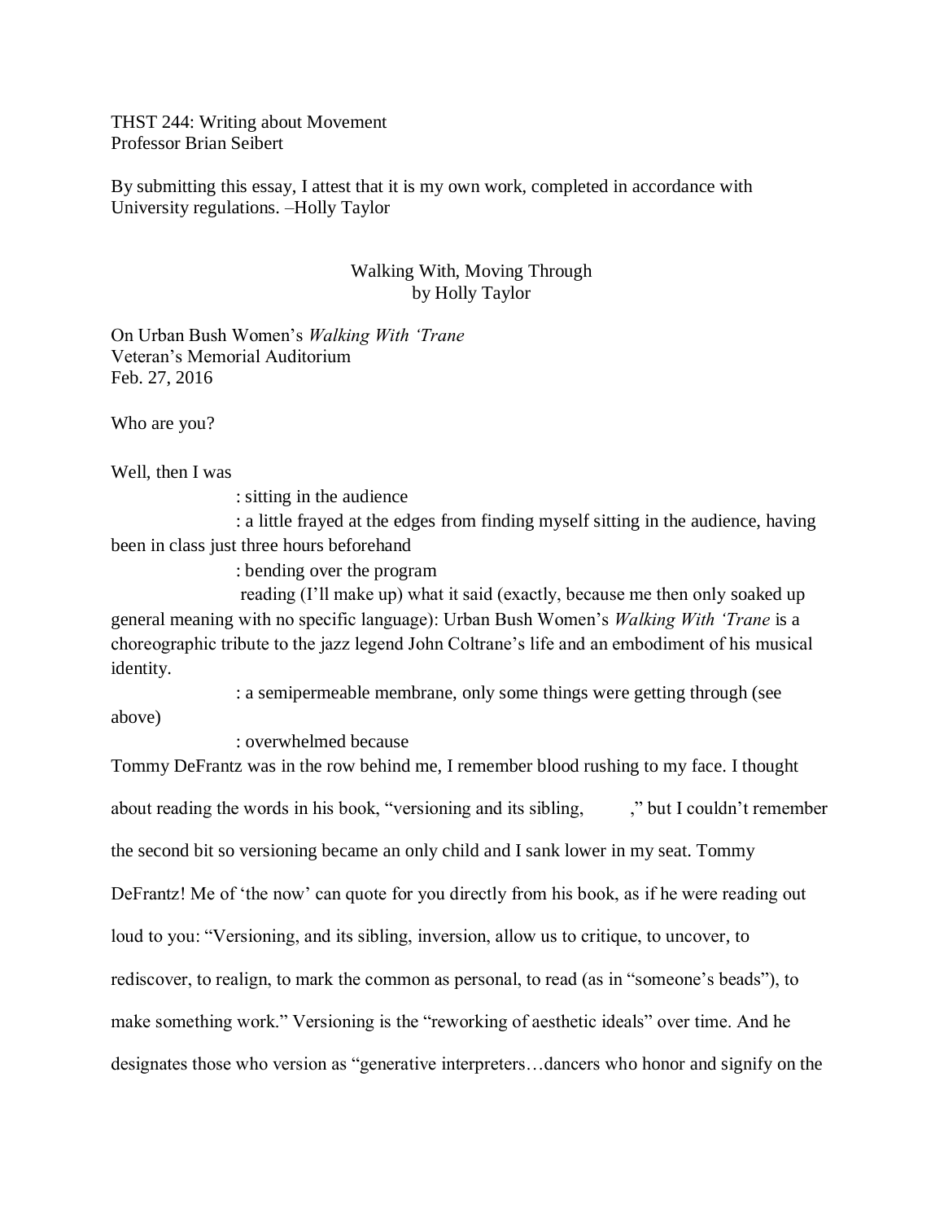THST 244: Writing about Movement
Professor Brian Seibert

By submitting this essay, I attest that it is my own work, completed in accordance with University regulations. –Holly Taylor

# Walking With, Moving Through
by Holly Taylor

On Urban Bush Women's *Walking With 'Trane*
Veteran's Memorial Auditorium
Feb. 27, 2016

Who are you?

Well, then I was

: sitting in the audience

: a little frayed at the edges from finding myself sitting in the audience, having been in class just three hours beforehand

: bending over the program

reading (I'll make up) what it said (exactly, because me then only soaked up general meaning with no specific language): Urban Bush Women's *Walking With 'Trane* is a choreographic tribute to the jazz legend John Coltrane's life and an embodiment of his musical identity.

: a semipermeable membrane, only some things were getting through (see above)

: overwhelmed because

Tommy DeFrantz was in the row behind me, I remember blood rushing to my face. I thought about reading the words in his book, "versioning and its sibling, ," but I couldn't remember the second bit so versioning became an only child and I sank lower in my seat. Tommy DeFrantz! Me of 'the now' can quote for you directly from his book, as if he were reading out loud to you: "Versioning, and its sibling, inversion, allow us to critique, to uncover, to rediscover, to realign, to mark the common as personal, to read (as in "someone's beads"), to make something work." Versioning is the "reworking of aesthetic ideals" over time. And he designates those who version as "generative interpreters…dancers who honor and signify on the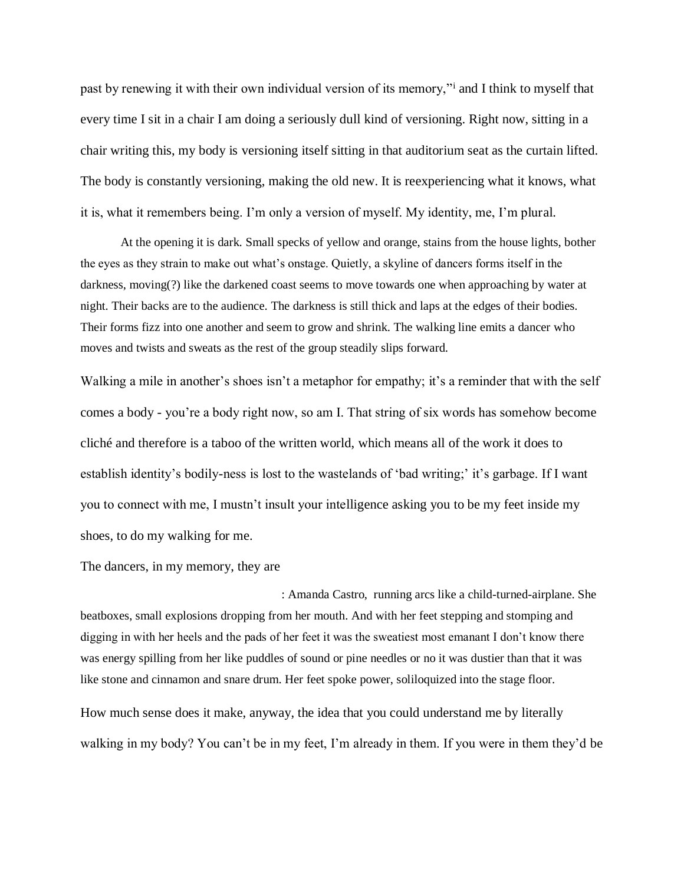past by renewing it with their own individual version of its memory,"[i] and I think to myself that every time I sit in a chair I am doing a seriously dull kind of versioning. Right now, sitting in a chair writing this, my body is versioning itself sitting in that auditorium seat as the curtain lifted. The body is constantly versioning, making the old new. It is reexperiencing what it knows, what it is, what it remembers being. I'm only a version of myself. My identity, me, I'm plural.

> At the opening it is dark. Small specks of yellow and orange, stains from the house lights, bother the eyes as they strain to make out what's onstage. Quietly, a skyline of dancers forms itself in the darkness, moving(?) like the darkened coast seems to move towards one when approaching by water at night. Their backs are to the audience. The darkness is still thick and laps at the edges of their bodies. Their forms fizz into one another and seem to grow and shrink. The walking line emits a dancer who moves and twists and sweats as the rest of the group steadily slips forward.

Walking a mile in another's shoes isn't a metaphor for empathy; it's a reminder that with the self comes a body - you're a body right now, so am I. That string of six words has somehow become cliché and therefore is a taboo of the written world, which means all of the work it does to establish identity's bodily-ness is lost to the wastelands of 'bad writing;' it's garbage. If I want you to connect with me, I mustn't insult your intelligence asking you to be my feet inside my shoes, to do my walking for me.

The dancers, in my memory, they are

> : Amanda Castro, running arcs like a child-turned-airplane. She beatboxes, small explosions dropping from her mouth. And with her feet stepping and stomping and digging in with her heels and the pads of her feet it was the sweatiest most emanant I don't know there was energy spilling from her like puddles of sound or pine needles or no it was dustier than that it was like stone and cinnamon and snare drum. Her feet spoke power, soliloquized into the stage floor.

How much sense does it make, anyway, the idea that you could understand me by literally walking in my body? You can't be in my feet, I'm already in them. If you were in them they'd be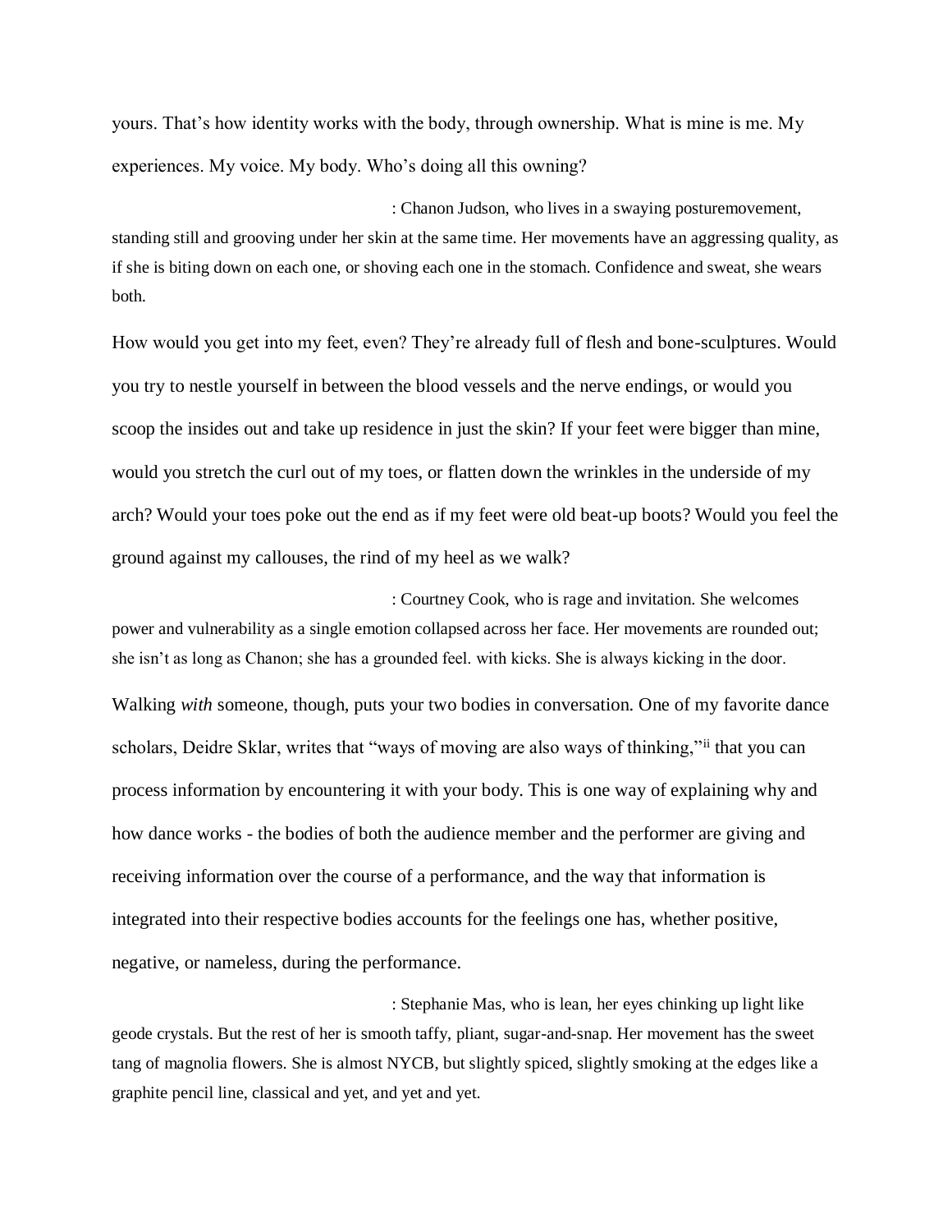yours. That's how identity works with the body, through ownership. What is mine is me. My experiences. My voice. My body. Who's doing all this owning?

: Chanon Judson, who lives in a swaying posturemovement, standing still and grooving under her skin at the same time. Her movements have an aggressing quality, as if she is biting down on each one, or shoving each one in the stomach. Confidence and sweat, she wears both.

How would you get into my feet, even? They're already full of flesh and bone-sculptures. Would you try to nestle yourself in between the blood vessels and the nerve endings, or would you scoop the insides out and take up residence in just the skin? If your feet were bigger than mine, would you stretch the curl out of my toes, or flatten down the wrinkles in the underside of my arch? Would your toes poke out the end as if my feet were old beat-up boots? Would you feel the ground against my callouses, the rind of my heel as we walk?

: Courtney Cook, who is rage and invitation. She welcomes power and vulnerability as a single emotion collapsed across her face. Her movements are rounded out; she isn't as long as Chanon; she has a grounded feel. with kicks. She is always kicking in the door.

Walking *with* someone, though, puts your two bodies in conversation. One of my favorite dance scholars, Deidre Sklar, writes that "ways of moving are also ways of thinking,"[ii] that you can process information by encountering it with your body. This is one way of explaining why and how dance works - the bodies of both the audience member and the performer are giving and receiving information over the course of a performance, and the way that information is integrated into their respective bodies accounts for the feelings one has, whether positive, negative, or nameless, during the performance.

: Stephanie Mas, who is lean, her eyes chinking up light like geode crystals. But the rest of her is smooth taffy, pliant, sugar-and-snap. Her movement has the sweet tang of magnolia flowers. She is almost NYCB, but slightly spiced, slightly smoking at the edges like a graphite pencil line, classical and yet, and yet and yet.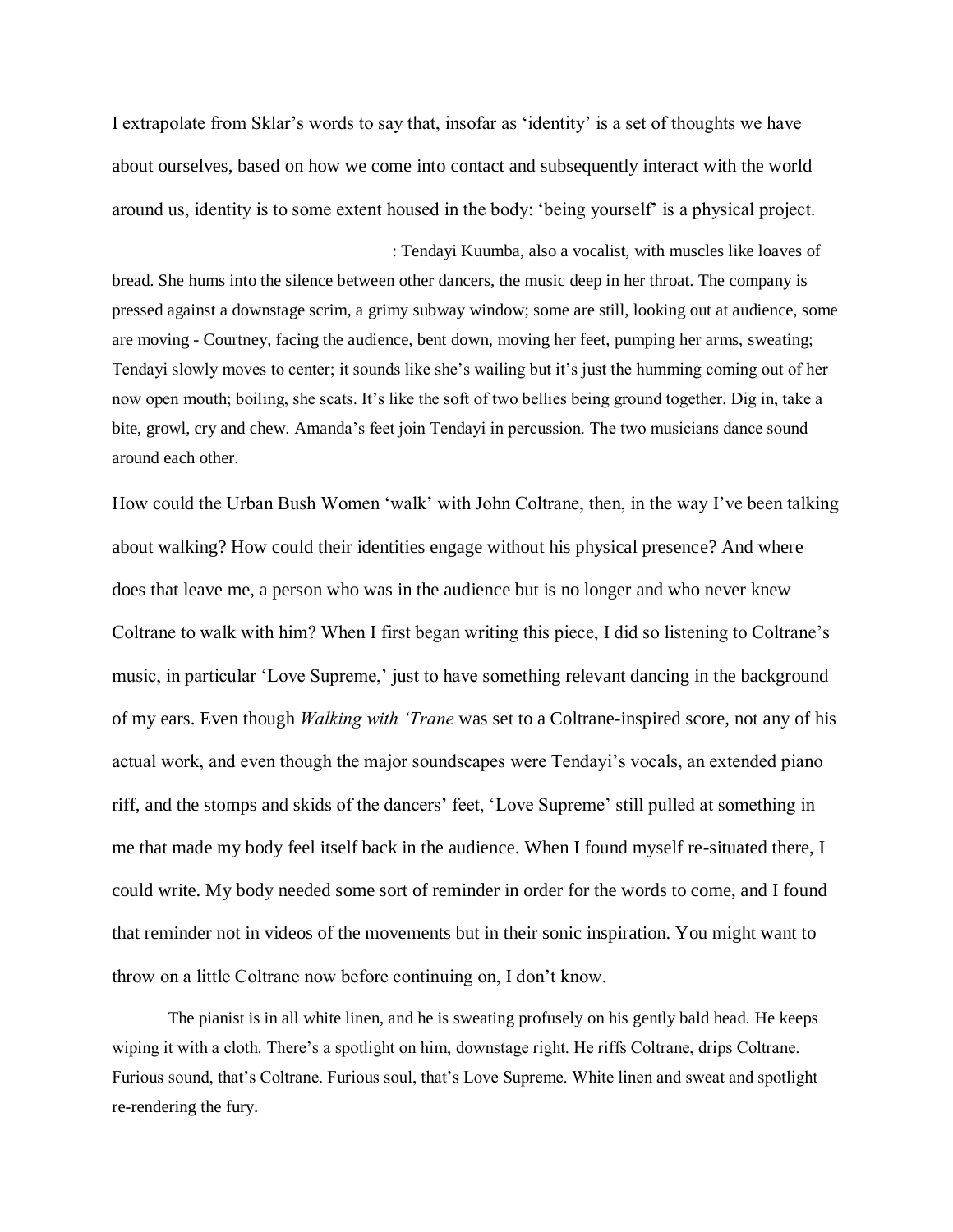I extrapolate from Sklar's words to say that, insofar as 'identity' is a set of thoughts we have about ourselves, based on how we come into contact and subsequently interact with the world around us, identity is to some extent housed in the body: 'being yourself' is a physical project.

: Tendayi Kuumba, also a vocalist, with muscles like loaves of bread. She hums into the silence between other dancers, the music deep in her throat. The company is pressed against a downstage scrim, a grimy subway window; some are still, looking out at audience, some are moving - Courtney, facing the audience, bent down, moving her feet, pumping her arms, sweating; Tendayi slowly moves to center; it sounds like she's wailing but it's just the humming coming out of her now open mouth; boiling, she scats. It's like the soft of two bellies being ground together. Dig in, take a bite, growl, cry and chew. Amanda's feet join Tendayi in percussion. The two musicians dance sound around each other.

How could the Urban Bush Women 'walk' with John Coltrane, then, in the way I've been talking about walking? How could their identities engage without his physical presence? And where does that leave me, a person who was in the audience but is no longer and who never knew Coltrane to walk with him? When I first began writing this piece, I did so listening to Coltrane's music, in particular 'Love Supreme,' just to have something relevant dancing in the background of my ears. Even though *Walking with 'Trane* was set to a Coltrane-inspired score, not any of his actual work, and even though the major soundscapes were Tendayi's vocals, an extended piano riff, and the stomps and skids of the dancers' feet, 'Love Supreme' still pulled at something in me that made my body feel itself back in the audience. When I found myself re-situated there, I could write. My body needed some sort of reminder in order for the words to come, and I found that reminder not in videos of the movements but in their sonic inspiration. You might want to throw on a little Coltrane now before continuing on, I don't know.

The pianist is in all white linen, and he is sweating profusely on his gently bald head. He keeps wiping it with a cloth. There's a spotlight on him, downstage right. He riffs Coltrane, drips Coltrane. Furious sound, that's Coltrane. Furious soul, that's Love Supreme. White linen and sweat and spotlight re-rendering the fury.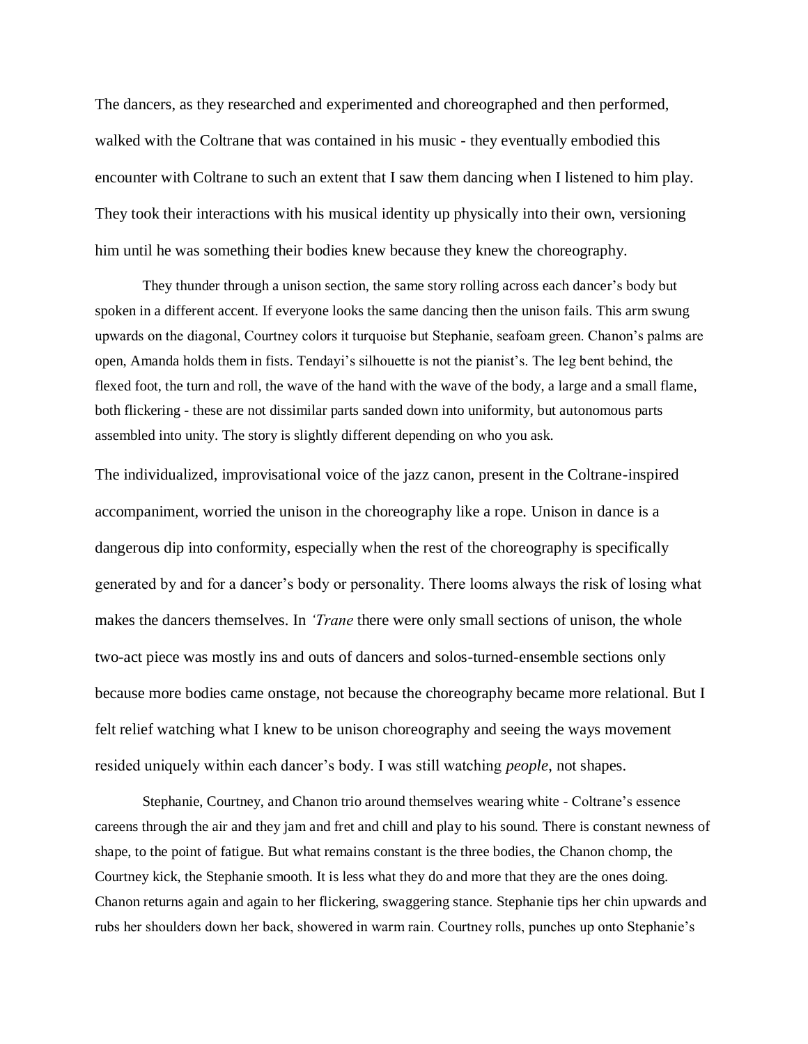The dancers, as they researched and experimented and choreographed and then performed, walked with the Coltrane that was contained in his music - they eventually embodied this encounter with Coltrane to such an extent that I saw them dancing when I listened to him play. They took their interactions with his musical identity up physically into their own, versioning him until he was something their bodies knew because they knew the choreography.

They thunder through a unison section, the same story rolling across each dancer's body but spoken in a different accent. If everyone looks the same dancing then the unison fails. This arm swung upwards on the diagonal, Courtney colors it turquoise but Stephanie, seafoam green. Chanon's palms are open, Amanda holds them in fists. Tendayi's silhouette is not the pianist's. The leg bent behind, the flexed foot, the turn and roll, the wave of the hand with the wave of the body, a large and a small flame, both flickering - these are not dissimilar parts sanded down into uniformity, but autonomous parts assembled into unity. The story is slightly different depending on who you ask.

The individualized, improvisational voice of the jazz canon, present in the Coltrane-inspired accompaniment, worried the unison in the choreography like a rope. Unison in dance is a dangerous dip into conformity, especially when the rest of the choreography is specifically generated by and for a dancer's body or personality. There looms always the risk of losing what makes the dancers themselves. In *'Trane* there were only small sections of unison, the whole two-act piece was mostly ins and outs of dancers and solos-turned-ensemble sections only because more bodies came onstage, not because the choreography became more relational. But I felt relief watching what I knew to be unison choreography and seeing the ways movement resided uniquely within each dancer's body. I was still watching *people*, not shapes.

Stephanie, Courtney, and Chanon trio around themselves wearing white - Coltrane's essence careens through the air and they jam and fret and chill and play to his sound. There is constant newness of shape, to the point of fatigue. But what remains constant is the three bodies, the Chanon chomp, the Courtney kick, the Stephanie smooth. It is less what they do and more that they are the ones doing. Chanon returns again and again to her flickering, swaggering stance. Stephanie tips her chin upwards and rubs her shoulders down her back, showered in warm rain. Courtney rolls, punches up onto Stephanie's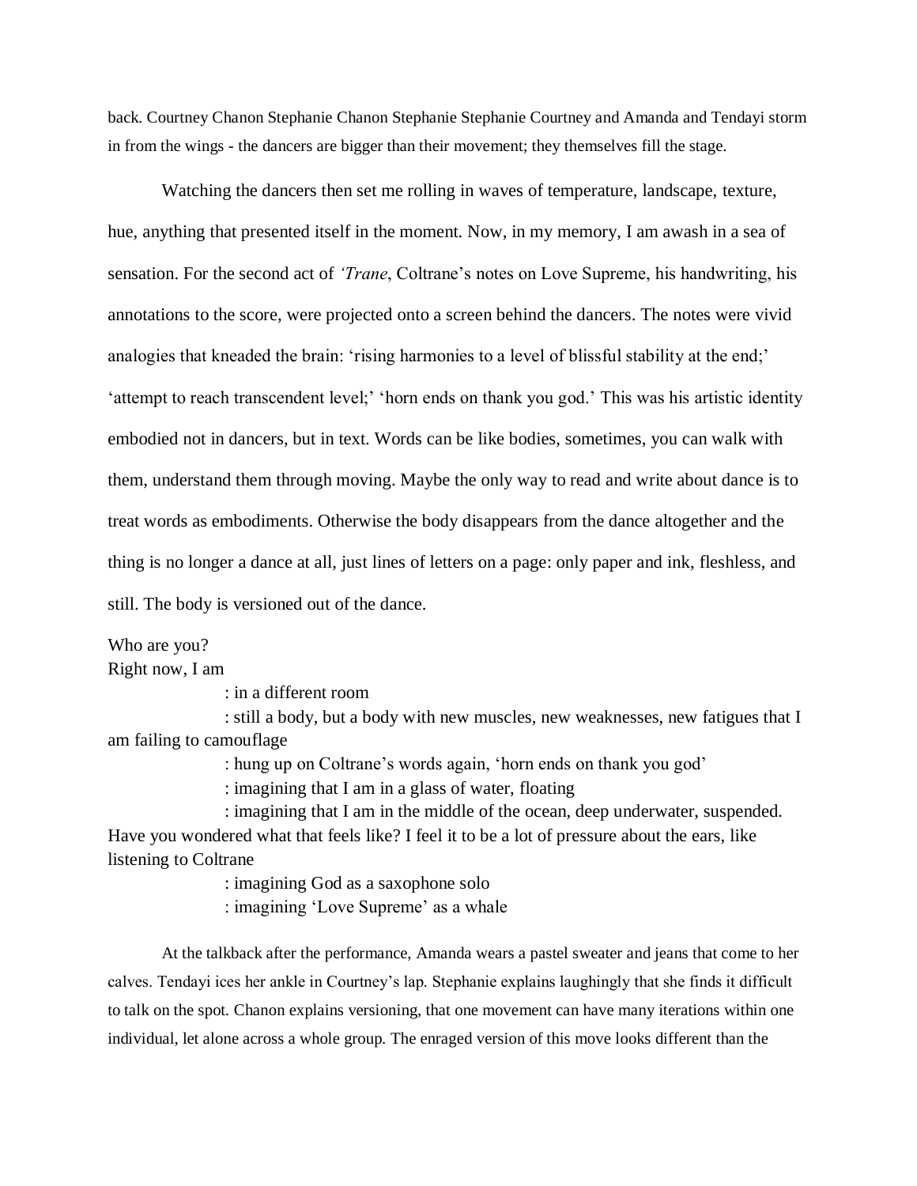back. Courtney Chanon Stephanie Chanon Stephanie Stephanie Courtney and Amanda and Tendayi storm in from the wings - the dancers are bigger than their movement; they themselves fill the stage.

Watching the dancers then set me rolling in waves of temperature, landscape, texture, hue, anything that presented itself in the moment. Now, in my memory, I am awash in a sea of sensation. For the second act of *'Trane*, Coltrane's notes on Love Supreme, his handwriting, his annotations to the score, were projected onto a screen behind the dancers. The notes were vivid analogies that kneaded the brain: 'rising harmonies to a level of blissful stability at the end;' 'attempt to reach transcendent level;' 'horn ends on thank you god.' This was his artistic identity embodied not in dancers, but in text. Words can be like bodies, sometimes, you can walk with them, understand them through moving. Maybe the only way to read and write about dance is to treat words as embodiments. Otherwise the body disappears from the dance altogether and the thing is no longer a dance at all, just lines of letters on a page: only paper and ink, fleshless, and still. The body is versioned out of the dance.

Who are you?
Right now, I am

: in a different room

: still a body, but a body with new muscles, new weaknesses, new fatigues that I am failing to camouflage

: hung up on Coltrane's words again, 'horn ends on thank you god'

: imagining that I am in a glass of water, floating

: imagining that I am in the middle of the ocean, deep underwater, suspended. Have you wondered what that feels like? I feel it to be a lot of pressure about the ears, like listening to Coltrane

: imagining God as a saxophone solo

: imagining 'Love Supreme' as a whale

At the talkback after the performance, Amanda wears a pastel sweater and jeans that come to her calves. Tendayi ices her ankle in Courtney's lap. Stephanie explains laughingly that she finds it difficult to talk on the spot. Chanon explains versioning, that one movement can have many iterations within one individual, let alone across a whole group. The enraged version of this move looks different than the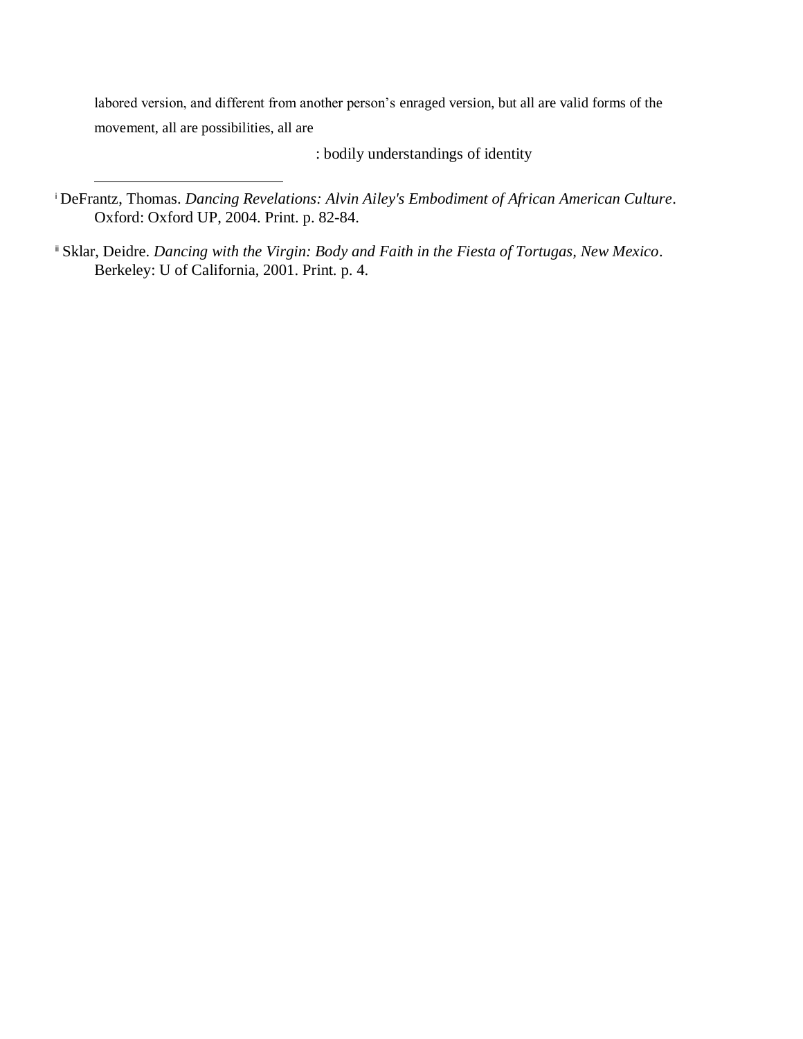labored version, and different from another person's enraged version, but all are valid forms of the movement, all are possibilities, all are

: bodily understandings of identity

---

[i] DeFrantz, Thomas. *Dancing Revelations: Alvin Ailey's Embodiment of African American Culture*. Oxford: Oxford UP, 2004. Print. p. 82-84.

[ii] Sklar, Deidre. *Dancing with the Virgin: Body and Faith in the Fiesta of Tortugas, New Mexico*. Berkeley: U of California, 2001. Print. p. 4.